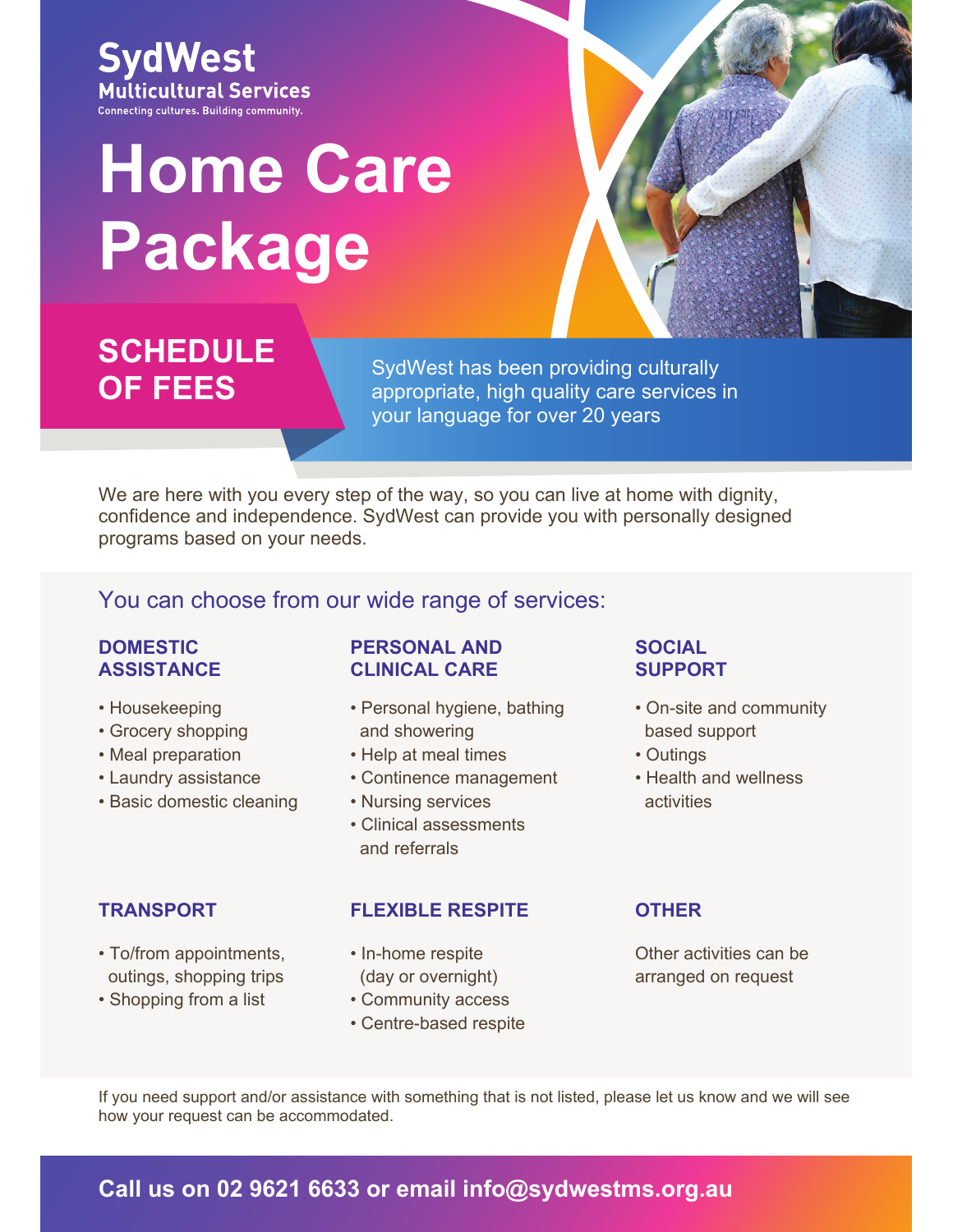**SydWest**
**Multicultural Services**
Connecting cultures. Building community.

# Home Care Package

## SCHEDULE OF FEES

SydWest has been providing culturally appropriate, high quality care services in your language for over 20 years

We are here with you every step of the way, so you can live at home with dignity, confidence and independence. SydWest can provide you with personally designed programs based on your needs.

### You can choose from our wide range of services:

#### DOMESTIC ASSISTANCE

- Housekeeping
- Grocery shopping
- Meal preparation
- Laundry assistance
- Basic domestic cleaning

#### PERSONAL AND CLINICAL CARE

- Personal hygiene, bathing and showering
- Help at meal times
- Continence management
- Nursing services
- Clinical assessments and referrals

#### SOCIAL SUPPORT

- On-site and community based support
- Outings
- Health and wellness activities

#### TRANSPORT

- To/from appointments, outings, shopping trips
- Shopping from a list

#### FLEXIBLE RESPITE

- In-home respite (day or overnight)
- Community access
- Centre-based respite

#### OTHER

Other activities can be arranged on request

If you need support and/or assistance with something that is not listed, please let us know and we will see how your request can be accommodated.

**Call us on 02 9621 6633 or email info@sydwestms.org.au**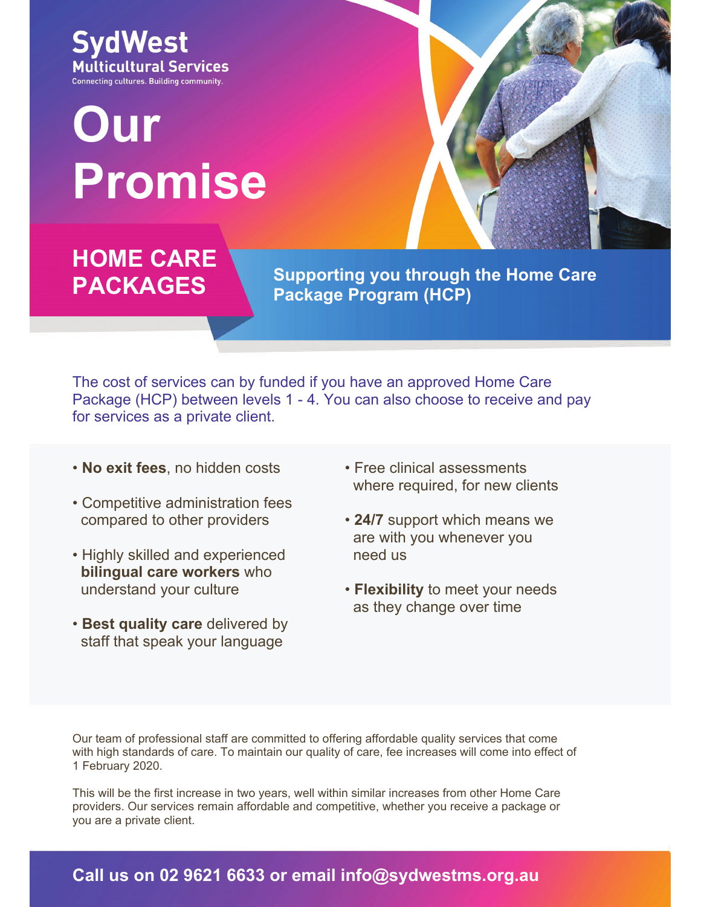**SydWest**
**Multicultural Services**
Connecting cultures. Building community.

# Our Promise

## HOME CARE PACKAGES

**Supporting you through the Home Care Package Program (HCP)**

The cost of services can by funded if you have an approved Home Care Package (HCP) between levels 1 - 4. You can also choose to receive and pay for services as a private client.

- **No exit fees**, no hidden costs
- Competitive administration fees compared to other providers
- Highly skilled and experienced **bilingual care workers** who understand your culture
- **Best quality care** delivered by staff that speak your language
- Free clinical assessments where required, for new clients
- **24/7** support which means we are with you whenever you need us
- **Flexibility** to meet your needs as they change over time

Our team of professional staff are committed to offering affordable quality services that come with high standards of care. To maintain our quality of care, fee increases will come into effect of 1 February 2020.

This will be the first increase in two years, well within similar increases from other Home Care providers. Our services remain affordable and competitive, whether you receive a package or you are a private client.

**Call us on 02 9621 6633 or email info@sydwestms.org.au**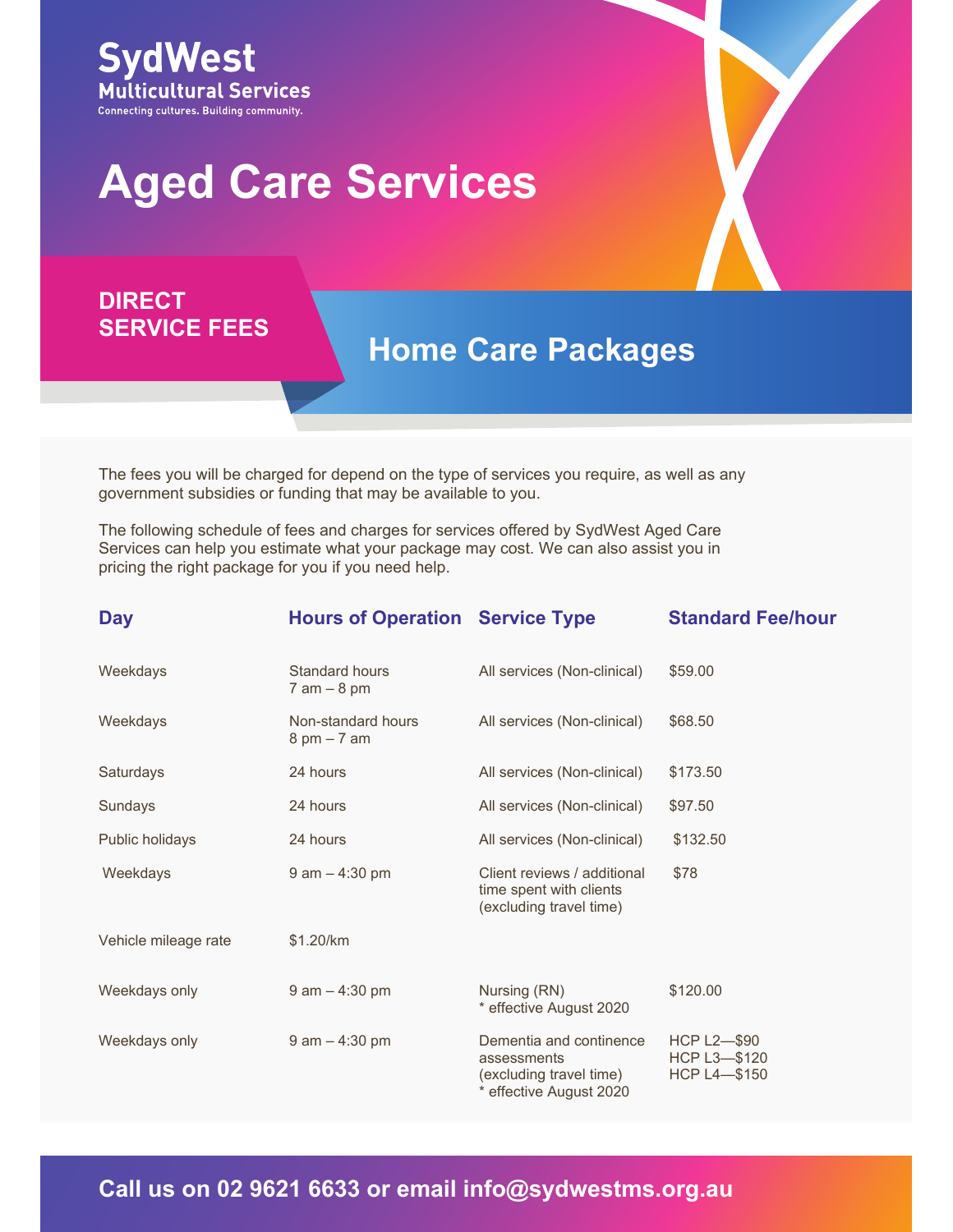**SydWest**
**Multicultural Services**
Connecting cultures. Building community.

# Aged Care Services

## DIRECT SERVICE FEES

## Home Care Packages

The fees you will be charged for depend on the type of services you require, as well as any government subsidies or funding that may be available to you.

The following schedule of fees and charges for services offered by SydWest Aged Care Services can help you estimate what your package may cost. We can also assist you in pricing the right package for you if you need help.

| Day | Hours of Operation | Service Type | Standard Fee/hour |
|---|---|---|---|
| Weekdays | Standard hours 7 am – 8 pm | All services (Non-clinical) | $59.00 |
| Weekdays | Non-standard hours 8 pm – 7 am | All services (Non-clinical) | $68.50 |
| Saturdays | 24 hours | All services (Non-clinical) | $173.50 |
| Sundays | 24 hours | All services (Non-clinical) | $97.50 |
| Public holidays | 24 hours | All services (Non-clinical) | $132.50 |
| Weekdays | 9 am – 4:30 pm | Client reviews / additional time spent with clients (excluding travel time) | $78 |
| Vehicle mileage rate | $1.20/km | | |
| Weekdays only | 9 am – 4:30 pm | Nursing (RN) * effective August 2020 | $120.00 |
| Weekdays only | 9 am – 4:30 pm | Dementia and continence assessments (excluding travel time) * effective August 2020 | HCP L2—$90 HCP L3—$120 HCP L4—$150 |

**Call us on 02 9621 6633 or email info@sydwestms.org.au**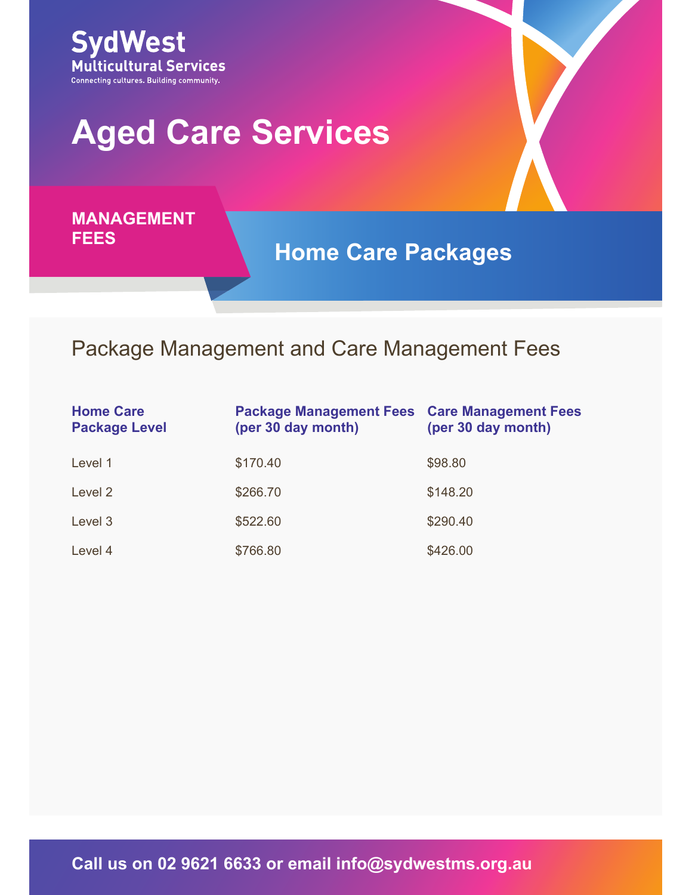SydWest
Multicultural Services
Connecting cultures. Building community.

# Aged Care Services

**MANAGEMENT FEES**

## Home Care Packages

### Package Management and Care Management Fees

| Home Care Package Level | Package Management Fees (per 30 day month) | Care Management Fees (per 30 day month) |
|---|---|---|
| Level 1 | $170.40 | $98.80 |
| Level 2 | $266.70 | $148.20 |
| Level 3 | $522.60 | $290.40 |
| Level 4 | $766.80 | $426.00 |

**Call us on 02 9621 6633 or email info@sydwestms.org.au**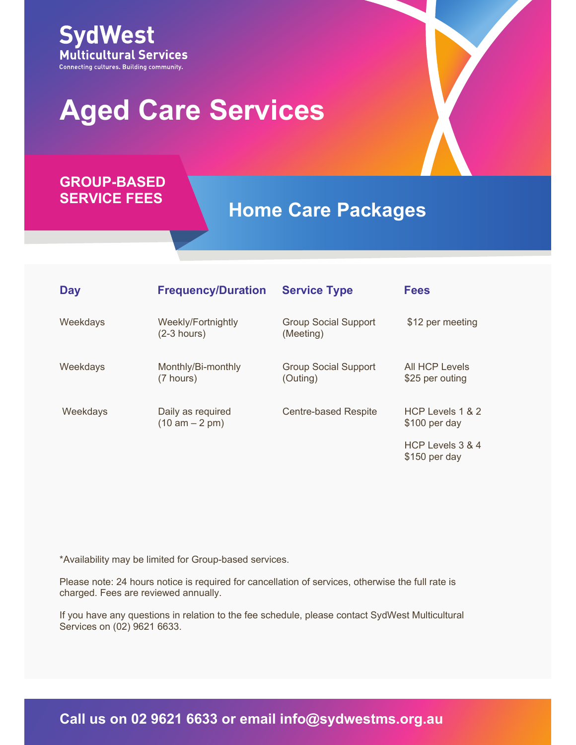SydWest
Multicultural Services
Connecting cultures. Building community.

# Aged Care Services

## GROUP-BASED SERVICE FEES

## Home Care Packages

| Day | Frequency/Duration | Service Type | Fees |
|---|---|---|---|
| Weekdays | Weekly/Fortnightly (2-3 hours) | Group Social Support (Meeting) | $12 per meeting |
| Weekdays | Monthly/Bi-monthly (7 hours) | Group Social Support (Outing) | All HCP Levels $25 per outing |
| Weekdays | Daily as required (10 am – 2 pm) | Centre-based Respite | HCP Levels 1 & 2 $100 per day<br>HCP Levels 3 & 4 $150 per day |

*Availability may be limited for Group-based services.

Please note: 24 hours notice is required for cancellation of services, otherwise the full rate is charged. Fees are reviewed annually.

If you have any questions in relation to the fee schedule, please contact SydWest Multicultural Services on (02) 9621 6633.

**Call us on 02 9621 6633 or email info@sydwestms.org.au**